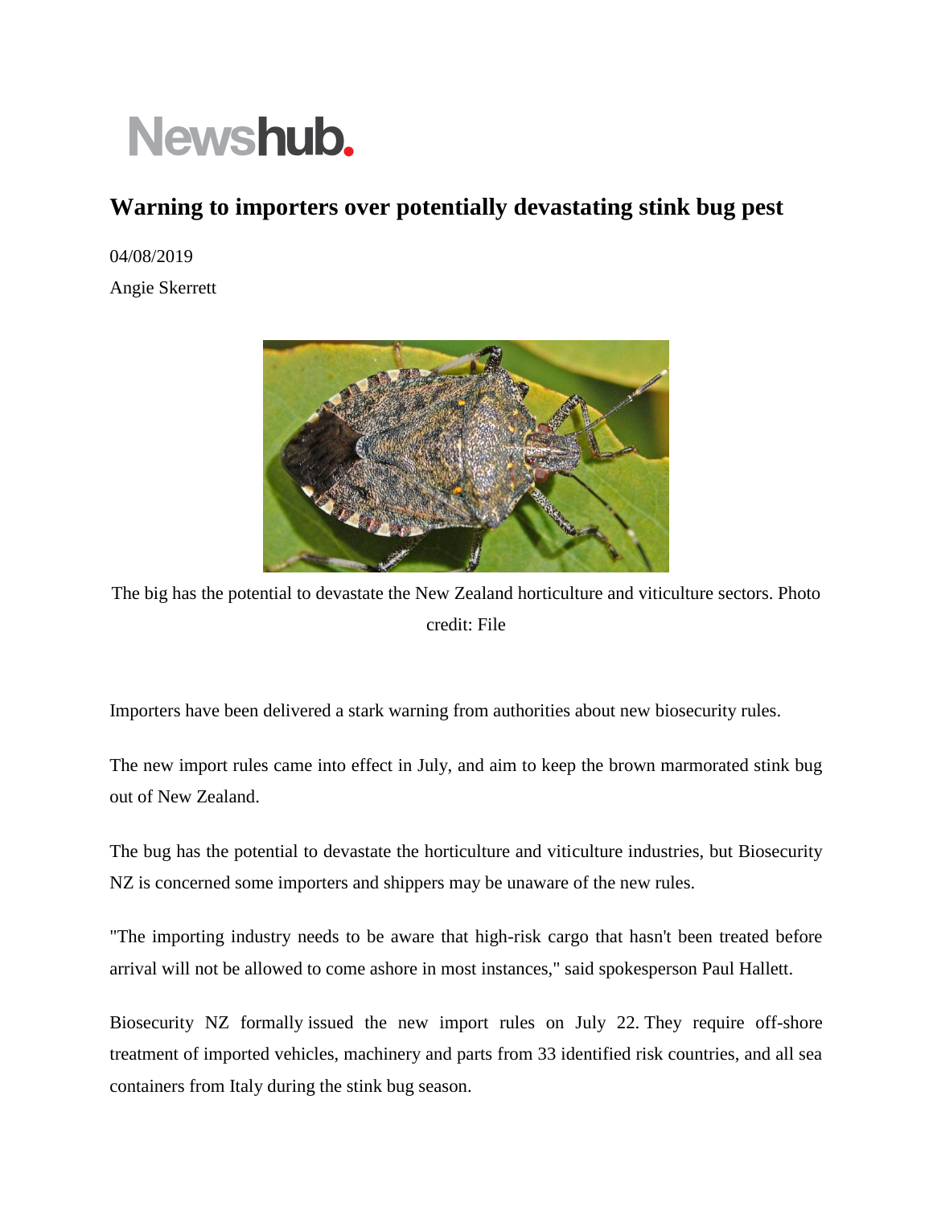Newshub.

# Warning to importers over potentially devastating stink bug pest

04/08/2019

Angie Skerrett

The big has the potential to devastate the New Zealand horticulture and viticulture sectors. Photo credit: File

Importers have been delivered a stark warning from authorities about new biosecurity rules.

The new import rules came into effect in July, and aim to keep the brown marmorated stink bug out of New Zealand.

The bug has the potential to devastate the horticulture and viticulture industries, but Biosecurity NZ is concerned some importers and shippers may be unaware of the new rules.

"The importing industry needs to be aware that high-risk cargo that hasn't been treated before arrival will not be allowed to come ashore in most instances," said spokesperson Paul Hallett.

Biosecurity NZ formally issued the new import rules on July 22. They require off-shore treatment of imported vehicles, machinery and parts from 33 identified risk countries, and all sea containers from Italy during the stink bug season.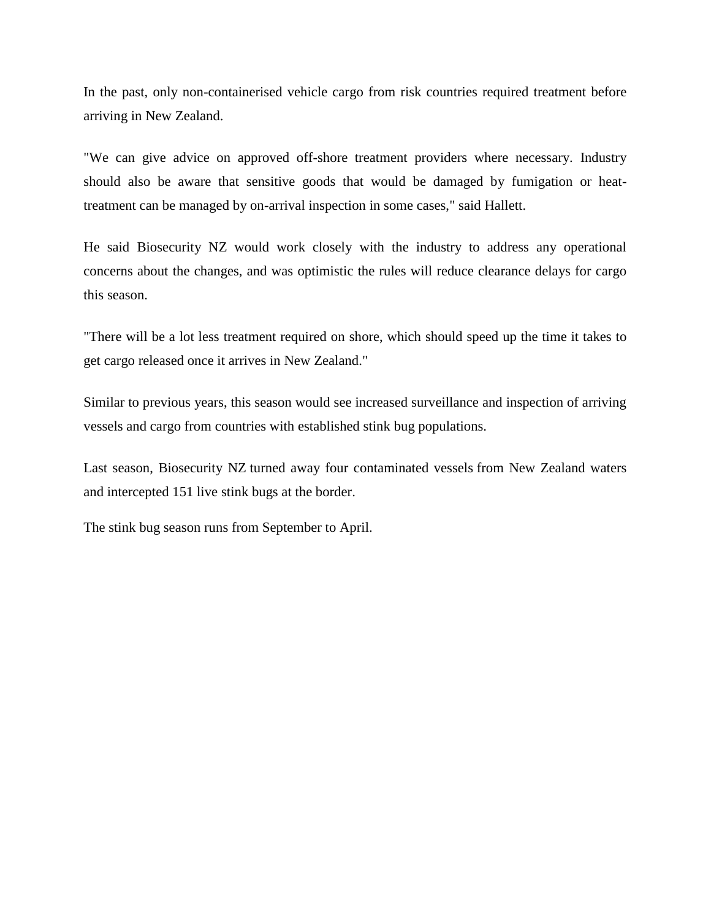In the past, only non-containerised vehicle cargo from risk countries required treatment before arriving in New Zealand.

"We can give advice on approved off-shore treatment providers where necessary. Industry should also be aware that sensitive goods that would be damaged by fumigation or heat-treatment can be managed by on-arrival inspection in some cases," said Hallett.

He said Biosecurity NZ would work closely with the industry to address any operational concerns about the changes, and was optimistic the rules will reduce clearance delays for cargo this season.

"There will be a lot less treatment required on shore, which should speed up the time it takes to get cargo released once it arrives in New Zealand."

Similar to previous years, this season would see increased surveillance and inspection of arriving vessels and cargo from countries with established stink bug populations.

Last season, Biosecurity NZ turned away four contaminated vessels from New Zealand waters and intercepted 151 live stink bugs at the border.

The stink bug season runs from September to April.